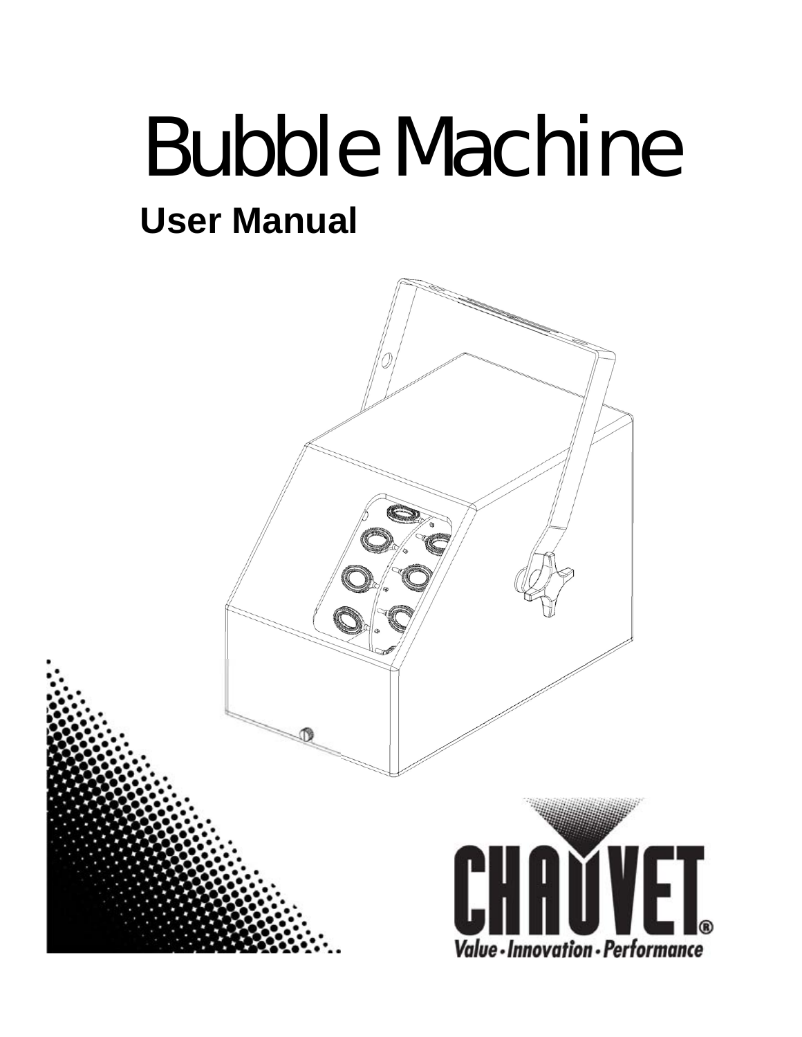# Bubble Machine

## User Manual

CHAUVET®

*Value · Innovation · Performance*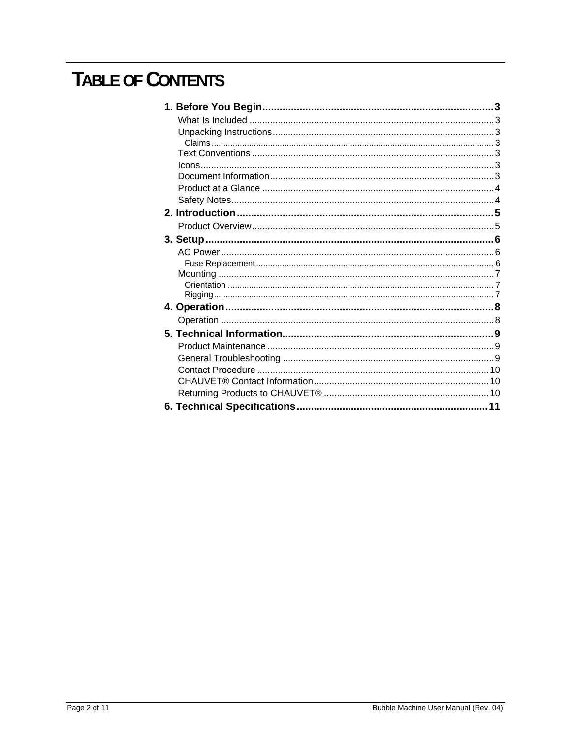# TABLE OF CONTENTS

**1. Before You Begin** ..................................................................................... **3**
- What Is Included ..................................................................................... 3
- Unpacking Instructions ..................................................................................... 3
  - Claims ..................................................................................... 3
- Text Conventions ..................................................................................... 3
- Icons ..................................................................................... 3
- Document Information ..................................................................................... 3
- Product at a Glance ..................................................................................... 4
- Safety Notes ..................................................................................... 4

**2. Introduction** ..................................................................................... **5**
- Product Overview ..................................................................................... 5

**3. Setup** ..................................................................................... **6**
- AC Power ..................................................................................... 6
  - Fuse Replacement ..................................................................................... 6
- Mounting ..................................................................................... 7
  - Orientation ..................................................................................... 7
  - Rigging ..................................................................................... 7

**4. Operation** ..................................................................................... **8**
- Operation ..................................................................................... 8

**5. Technical Information** ..................................................................................... **9**
- Product Maintenance ..................................................................................... 9
- General Troubleshooting ..................................................................................... 9
- Contact Procedure ..................................................................................... 10
- CHAUVET® Contact Information ..................................................................................... 10
- Returning Products to CHAUVET® ..................................................................................... 10

**6. Technical Specifications** ..................................................................................... **11**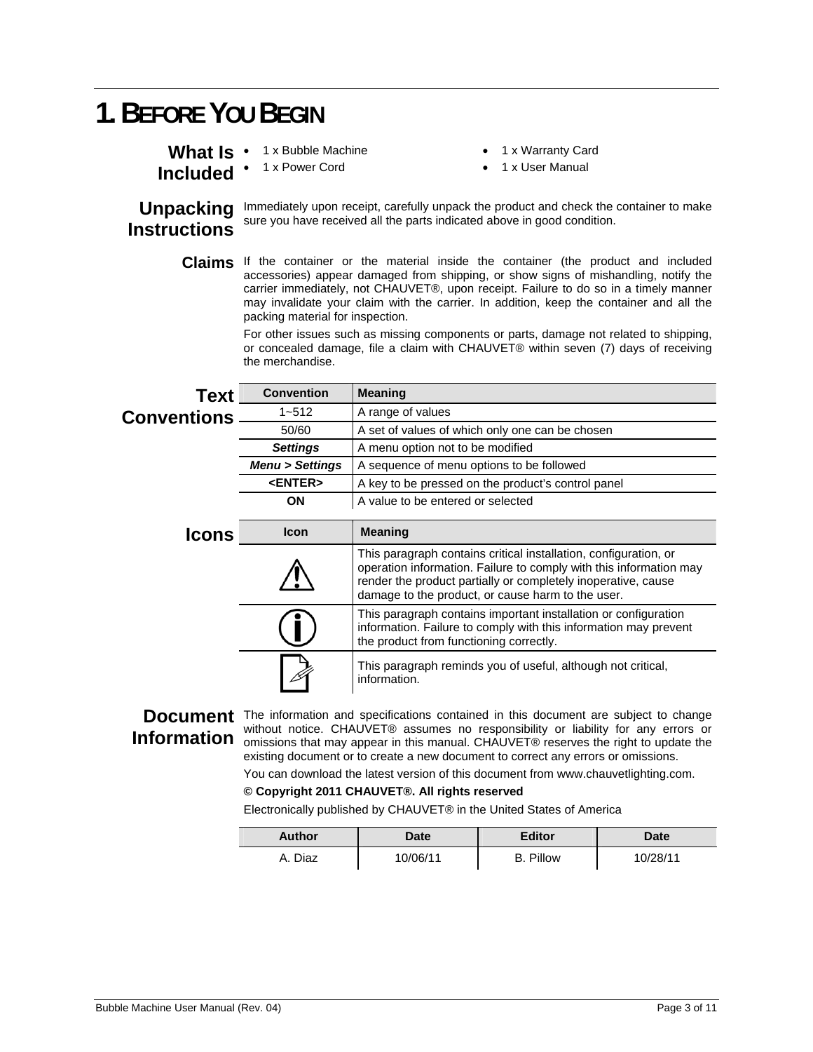# 1. BEFORE YOU BEGIN

## What Is Included

- 1 x Bubble Machine
- 1 x Power Cord
- 1 x Warranty Card
- 1 x User Manual

## Unpacking Instructions

Immediately upon receipt, carefully unpack the product and check the container to make sure you have received all the parts indicated above in good condition.

## Claims

If the container or the material inside the container (the product and included accessories) appear damaged from shipping, or show signs of mishandling, notify the carrier immediately, not CHAUVET®, upon receipt. Failure to do so in a timely manner may invalidate your claim with the carrier. In addition, keep the container and all the packing material for inspection.

For other issues such as missing components or parts, damage not related to shipping, or concealed damage, file a claim with CHAUVET® within seven (7) days of receiving the merchandise.

## Text Conventions

| Convention | Meaning |
|---|---|
| 1~512 | A range of values |
| 50/60 | A set of values of which only one can be chosen |
| ***Settings*** | A menu option not to be modified |
| ***Menu > Settings*** | A sequence of menu options to be followed |
| **<ENTER>** | A key to be pressed on the product's control panel |
| **ON** | A value to be entered or selected |

## Icons

| Icon | Meaning |
|---|---|
| ⚠ | This paragraph contains critical installation, configuration, or operation information. Failure to comply with this information may render the product partially or completely inoperative, cause damage to the product, or cause harm to the user. |
| ⓘ | This paragraph contains important installation or configuration information. Failure to comply with this information may prevent the product from functioning correctly. |
| 📝 | This paragraph reminds you of useful, although not critical, information. |

## Document Information

The information and specifications contained in this document are subject to change without notice. CHAUVET® assumes no responsibility or liability for any errors or omissions that may appear in this manual. CHAUVET® reserves the right to update the existing document or to create a new document to correct any errors or omissions.

You can download the latest version of this document from www.chauvetlighting.com.

**© Copyright 2011 CHAUVET®. All rights reserved**

Electronically published by CHAUVET® in the United States of America

| Author | Date | Editor | Date |
|---|---|---|---|
| A. Diaz | 10/06/11 | B. Pillow | 10/28/11 |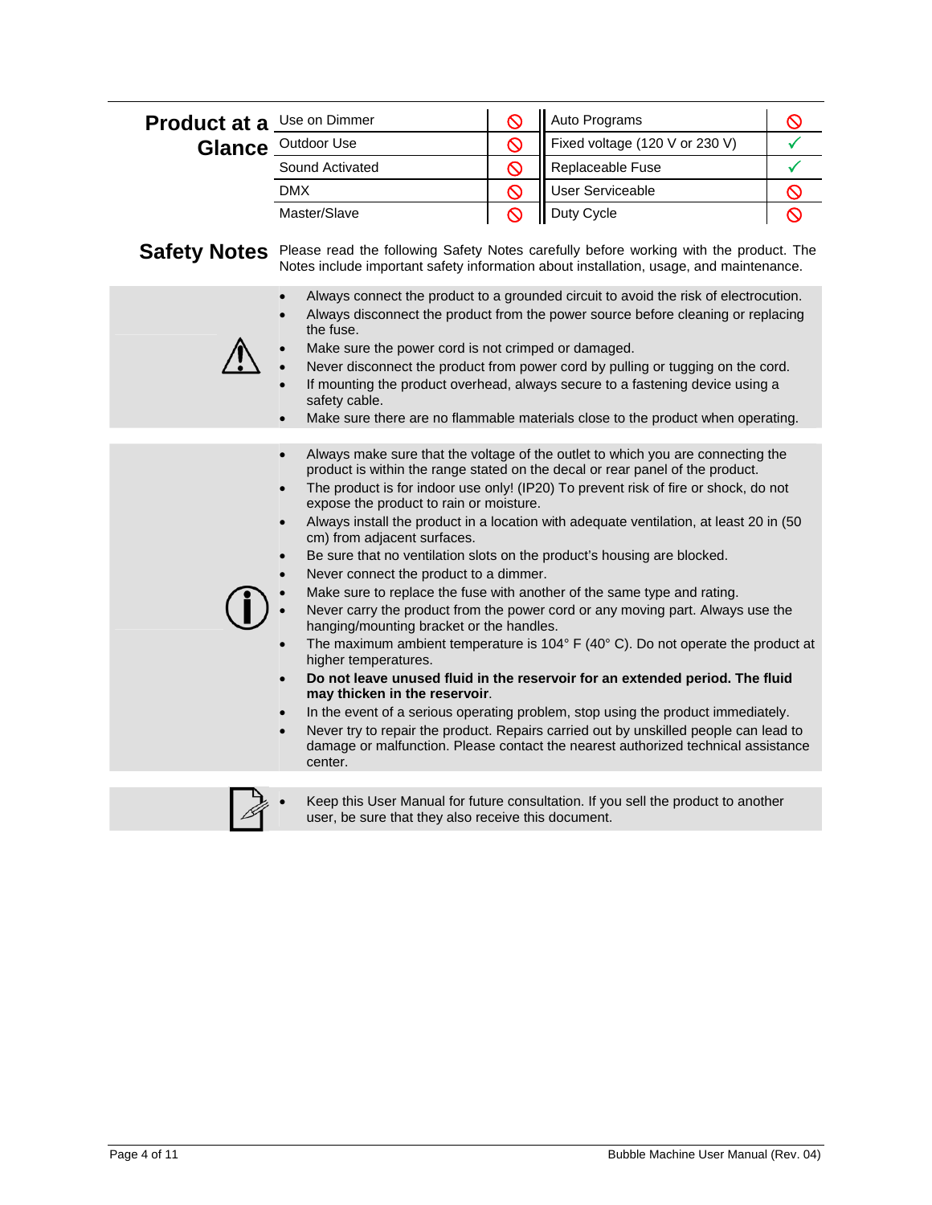## Product at a Glance

| Feature | | Feature | |
|---|---|---|---|
| Use on Dimmer | ⊘ | Auto Programs | ⊘ |
| Outdoor Use | ⊘ | Fixed voltage (120 V or 230 V) | ✓ |
| Sound Activated | ⊘ | Replaceable Fuse | ✓ |
| DMX | ⊘ | User Serviceable | ⊘ |
| Master/Slave | ⊘ | Duty Cycle | ⊘ |

## Safety Notes

Please read the following Safety Notes carefully before working with the product. The Notes include important safety information about installation, usage, and maintenance.

- Always connect the product to a grounded circuit to avoid the risk of electrocution.
- Always disconnect the product from the power source before cleaning or replacing the fuse.
- Make sure the power cord is not crimped or damaged.
- Never disconnect the product from power cord by pulling or tugging on the cord.
- If mounting the product overhead, always secure to a fastening device using a safety cable.
- Make sure there are no flammable materials close to the product when operating.

- Always make sure that the voltage of the outlet to which you are connecting the product is within the range stated on the decal or rear panel of the product.
- The product is for indoor use only! (IP20) To prevent risk of fire or shock, do not expose the product to rain or moisture.
- Always install the product in a location with adequate ventilation, at least 20 in (50 cm) from adjacent surfaces.
- Be sure that no ventilation slots on the product's housing are blocked.
- Never connect the product to a dimmer.
- Make sure to replace the fuse with another of the same type and rating.
- Never carry the product from the power cord or any moving part. Always use the hanging/mounting bracket or the handles.
- The maximum ambient temperature is 104° F (40° C). Do not operate the product at higher temperatures.
- **Do not leave unused fluid in the reservoir for an extended period. The fluid may thicken in the reservoir**.
- In the event of a serious operating problem, stop using the product immediately.
- Never try to repair the product. Repairs carried out by unskilled people can lead to damage or malfunction. Please contact the nearest authorized technical assistance center.

- Keep this User Manual for future consultation. If you sell the product to another user, be sure that they also receive this document.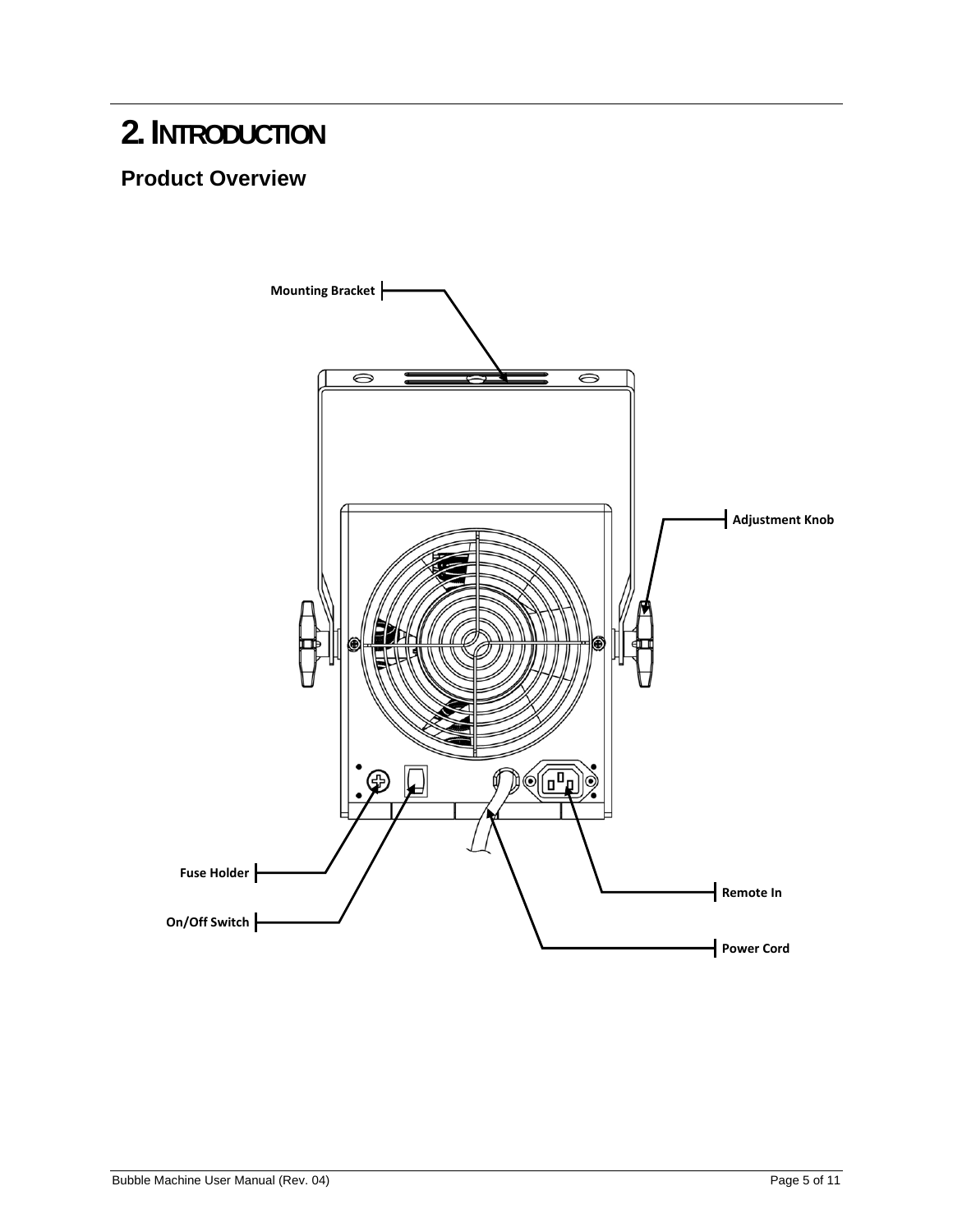# 2. INTRODUCTION

## Product Overview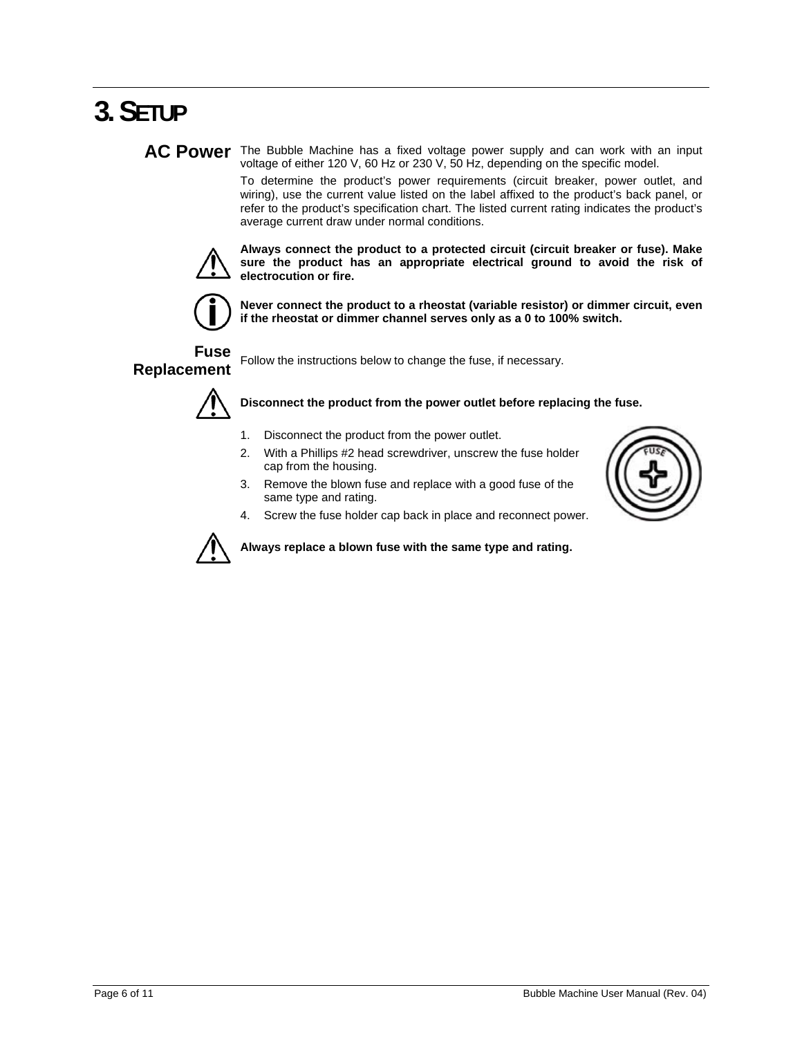# 3. SETUP

## AC Power

The Bubble Machine has a fixed voltage power supply and can work with an input voltage of either 120 V, 60 Hz or 230 V, 50 Hz, depending on the specific model.

To determine the product's power requirements (circuit breaker, power outlet, and wiring), use the current value listed on the label affixed to the product's back panel, or refer to the product's specification chart. The listed current rating indicates the product's average current draw under normal conditions.

**Always connect the product to a protected circuit (circuit breaker or fuse). Make sure the product has an appropriate electrical ground to avoid the risk of electrocution or fire.**

**Never connect the product to a rheostat (variable resistor) or dimmer circuit, even if the rheostat or dimmer channel serves only as a 0 to 100% switch.**

## Fuse Replacement

Follow the instructions below to change the fuse, if necessary.

**Disconnect the product from the power outlet before replacing the fuse.**

1. Disconnect the product from the power outlet.
2. With a Phillips #2 head screwdriver, unscrew the fuse holder cap from the housing.
3. Remove the blown fuse and replace with a good fuse of the same type and rating.
4. Screw the fuse holder cap back in place and reconnect power.

**Always replace a blown fuse with the same type and rating.**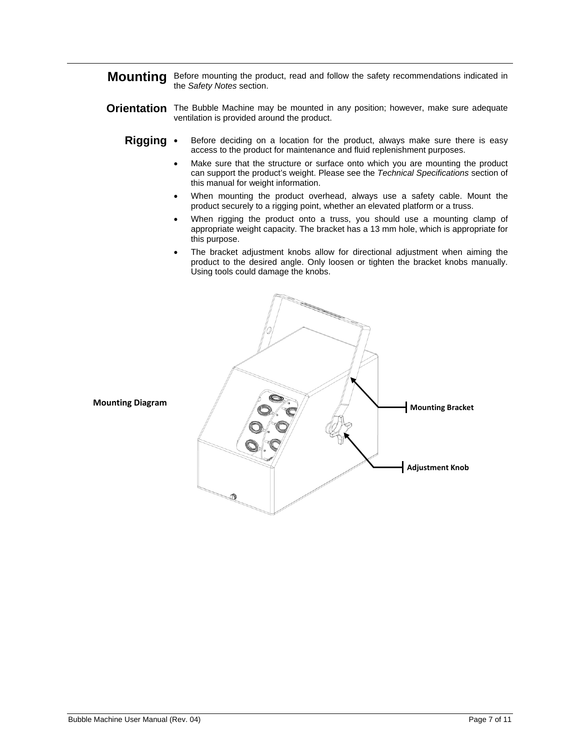## Mounting

Before mounting the product, read and follow the safety recommendations indicated in the *Safety Notes* section.

### Orientation

The Bubble Machine may be mounted in any position; however, make sure adequate ventilation is provided around the product.

### Rigging

- Before deciding on a location for the product, always make sure there is easy access to the product for maintenance and fluid replenishment purposes.
- Make sure that the structure or surface onto which you are mounting the product can support the product's weight. Please see the *Technical Specifications* section of this manual for weight information.
- When mounting the product overhead, always use a safety cable. Mount the product securely to a rigging point, whether an elevated platform or a truss.
- When rigging the product onto a truss, you should use a mounting clamp of appropriate weight capacity. The bracket has a 13 mm hole, which is appropriate for this purpose.
- The bracket adjustment knobs allow for directional adjustment when aiming the product to the desired angle. Only loosen or tighten the bracket knobs manually. Using tools could damage the knobs.

**Mounting Diagram**

Mounting Bracket

Adjustment Knob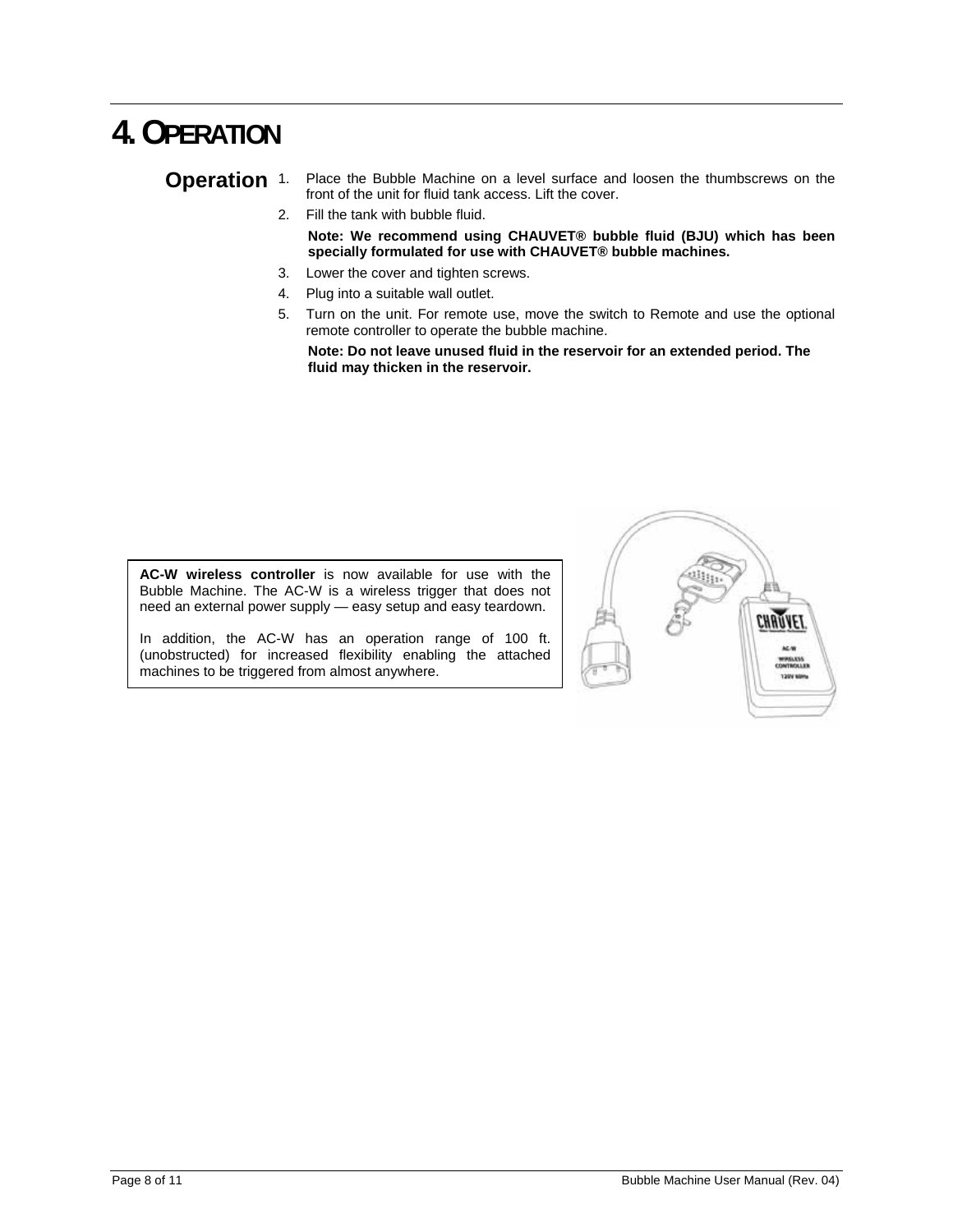# 4. OPERATION

## Operation

1. Place the Bubble Machine on a level surface and loosen the thumbscrews on the front of the unit for fluid tank access. Lift the cover.
2. Fill the tank with bubble fluid.

   **Note: We recommend using CHAUVET® bubble fluid (BJU) which has been specially formulated for use with CHAUVET® bubble machines.**

3. Lower the cover and tighten screws.
4. Plug into a suitable wall outlet.
5. Turn on the unit. For remote use, move the switch to Remote and use the optional remote controller to operate the bubble machine.

   **Note: Do not leave unused fluid in the reservoir for an extended period. The fluid may thicken in the reservoir.**

**AC-W wireless controller** is now available for use with the Bubble Machine. The AC-W is a wireless trigger that does not need an external power supply — easy setup and easy teardown.

In addition, the AC-W has an operation range of 100 ft. (unobstructed) for increased flexibility enabling the attached machines to be triggered from almost anywhere.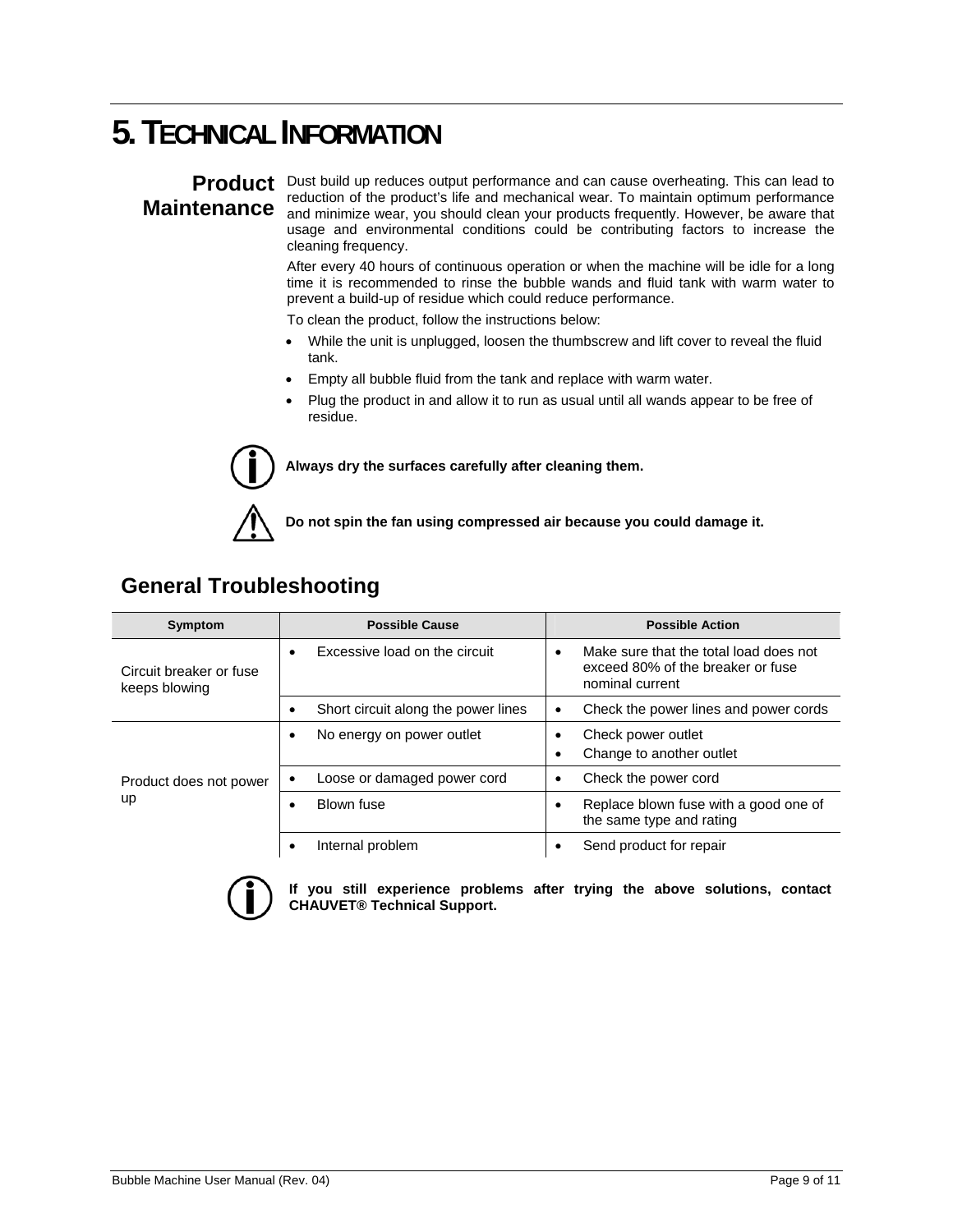# 5. Technical Information

## Product Maintenance

Dust build up reduces output performance and can cause overheating. This can lead to reduction of the product's life and mechanical wear. To maintain optimum performance and minimize wear, you should clean your products frequently. However, be aware that usage and environmental conditions could be contributing factors to increase the cleaning frequency.

After every 40 hours of continuous operation or when the machine will be idle for a long time it is recommended to rinse the bubble wands and fluid tank with warm water to prevent a build-up of residue which could reduce performance.

To clean the product, follow the instructions below:

- While the unit is unplugged, loosen the thumbscrew and lift cover to reveal the fluid tank.
- Empty all bubble fluid from the tank and replace with warm water.
- Plug the product in and allow it to run as usual until all wands appear to be free of residue.

**Always dry the surfaces carefully after cleaning them.**

**Do not spin the fan using compressed air because you could damage it.**

## General Troubleshooting

| Symptom | Possible Cause | Possible Action |
|---|---|---|
| Circuit breaker or fuse keeps blowing | Excessive load on the circuit | Make sure that the total load does not exceed 80% of the breaker or fuse nominal current |
| | Short circuit along the power lines | Check the power lines and power cords |
| Product does not power up | No energy on power outlet | Check power outlet<br>Change to another outlet |
| | Loose or damaged power cord | Check the power cord |
| | Blown fuse | Replace blown fuse with a good one of the same type and rating |
| | Internal problem | Send product for repair |

**If you still experience problems after trying the above solutions, contact CHAUVET® Technical Support.**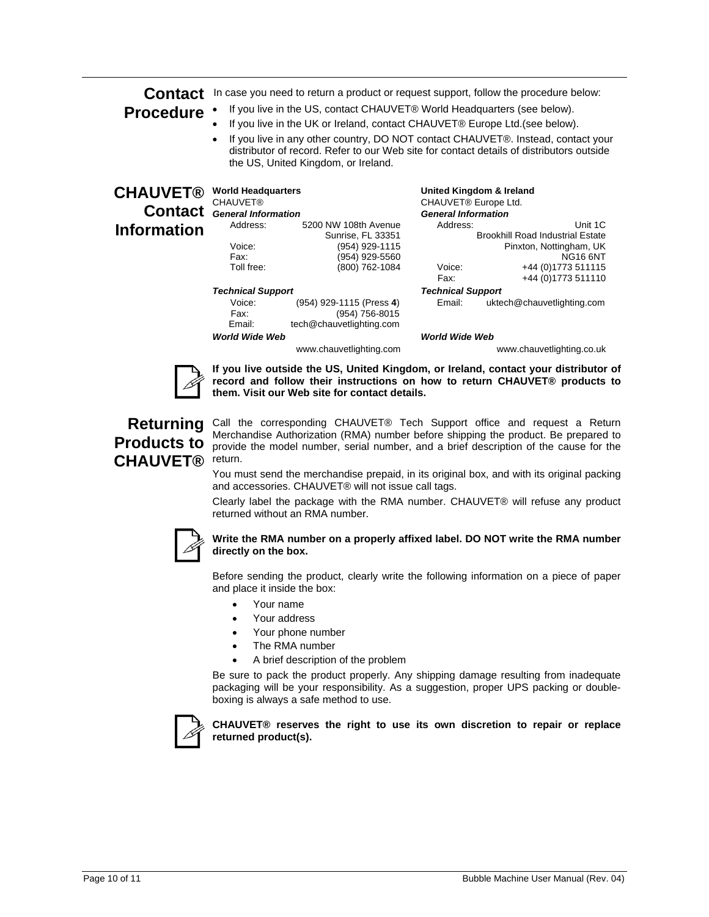## Contact Procedure

In case you need to return a product or request support, follow the procedure below:

- If you live in the US, contact CHAUVET® World Headquarters (see below).
- If you live in the UK or Ireland, contact CHAUVET® Europe Ltd.(see below).
- If you live in any other country, DO NOT contact CHAUVET®. Instead, contact your distributor of record. Refer to our Web site for contact details of distributors outside the US, United Kingdom, or Ireland.

## CHAUVET® Contact Information

**World Headquarters**
CHAUVET®

***General Information***

| | |
|---|---|
| Address: | 5200 NW 108th Avenue<br>Sunrise, FL 33351 |
| Voice: | (954) 929-1115 |
| Fax: | (954) 929-5560 |
| Toll free: | (800) 762-1084 |

***Technical Support***

| | |
|---|---|
| Voice: | (954) 929-1115 (Press **4**) |
| Fax: | (954) 756-8015 |
| Email: | tech@chauvetlighting.com |

***World Wide Web***

www.chauvetlighting.com

**United Kingdom & Ireland**
CHAUVET® Europe Ltd.

***General Information***

| | |
|---|---|
| Address: | Unit 1C<br>Brookhill Road Industrial Estate<br>Pinxton, Nottingham, UK<br>NG16 6NT |
| Voice: | +44 (0)1773 511115 |
| Fax: | +44 (0)1773 511110 |

***Technical Support***

| | |
|---|---|
| Email: | uktech@chauvetlighting.com |

***World Wide Web***

www.chauvetlighting.co.uk

**If you live outside the US, United Kingdom, or Ireland, contact your distributor of record and follow their instructions on how to return CHAUVET® products to them. Visit our Web site for contact details.**

## Returning Products to CHAUVET®

Call the corresponding CHAUVET® Tech Support office and request a Return Merchandise Authorization (RMA) number before shipping the product. Be prepared to provide the model number, serial number, and a brief description of the cause for the return.

You must send the merchandise prepaid, in its original box, and with its original packing and accessories. CHAUVET® will not issue call tags.

Clearly label the package with the RMA number. CHAUVET® will refuse any product returned without an RMA number.

**Write the RMA number on a properly affixed label. DO NOT write the RMA number directly on the box.**

Before sending the product, clearly write the following information on a piece of paper and place it inside the box:

- Your name
- Your address
- Your phone number
- The RMA number
- A brief description of the problem

Be sure to pack the product properly. Any shipping damage resulting from inadequate packaging will be your responsibility. As a suggestion, proper UPS packing or double-boxing is always a safe method to use.

**CHAUVET® reserves the right to use its own discretion to repair or replace returned product(s).**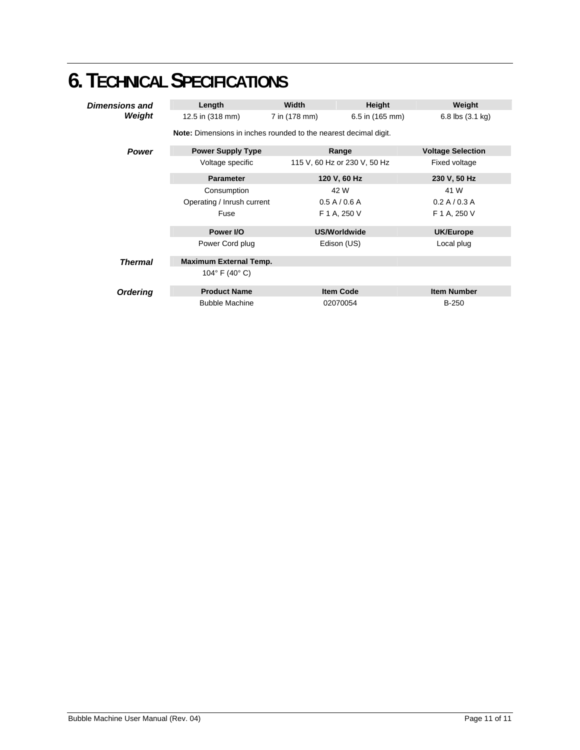# 6. TECHNICAL SPECIFICATIONS

***Dimensions and Weight***

| Length | Width | Height | Weight |
|---|---|---|---|
| 12.5 in (318 mm) | 7 in (178 mm) | 6.5 in (165 mm) | 6.8 lbs (3.1 kg) |

**Note:** Dimensions in inches rounded to the nearest decimal digit.

***Power***

| Power Supply Type | Range | Voltage Selection |
|---|---|---|
| Voltage specific | 115 V, 60 Hz or 230 V, 50 Hz | Fixed voltage |

| Parameter | 120 V, 60 Hz | 230 V, 50 Hz |
|---|---|---|
| Consumption | 42 W | 41 W |
| Operating / Inrush current | 0.5 A / 0.6 A | 0.2 A / 0.3 A |
| Fuse | F 1 A, 250 V | F 1 A, 250 V |

| Power I/O | US/Worldwide | UK/Europe |
|---|---|---|
| Power Cord plug | Edison (US) | Local plug |

***Thermal***

| Maximum External Temp. |
|---|
| 104° F (40° C) |

***Ordering***

| Product Name | Item Code | Item Number |
|---|---|---|
| Bubble Machine | 02070054 | B-250 |